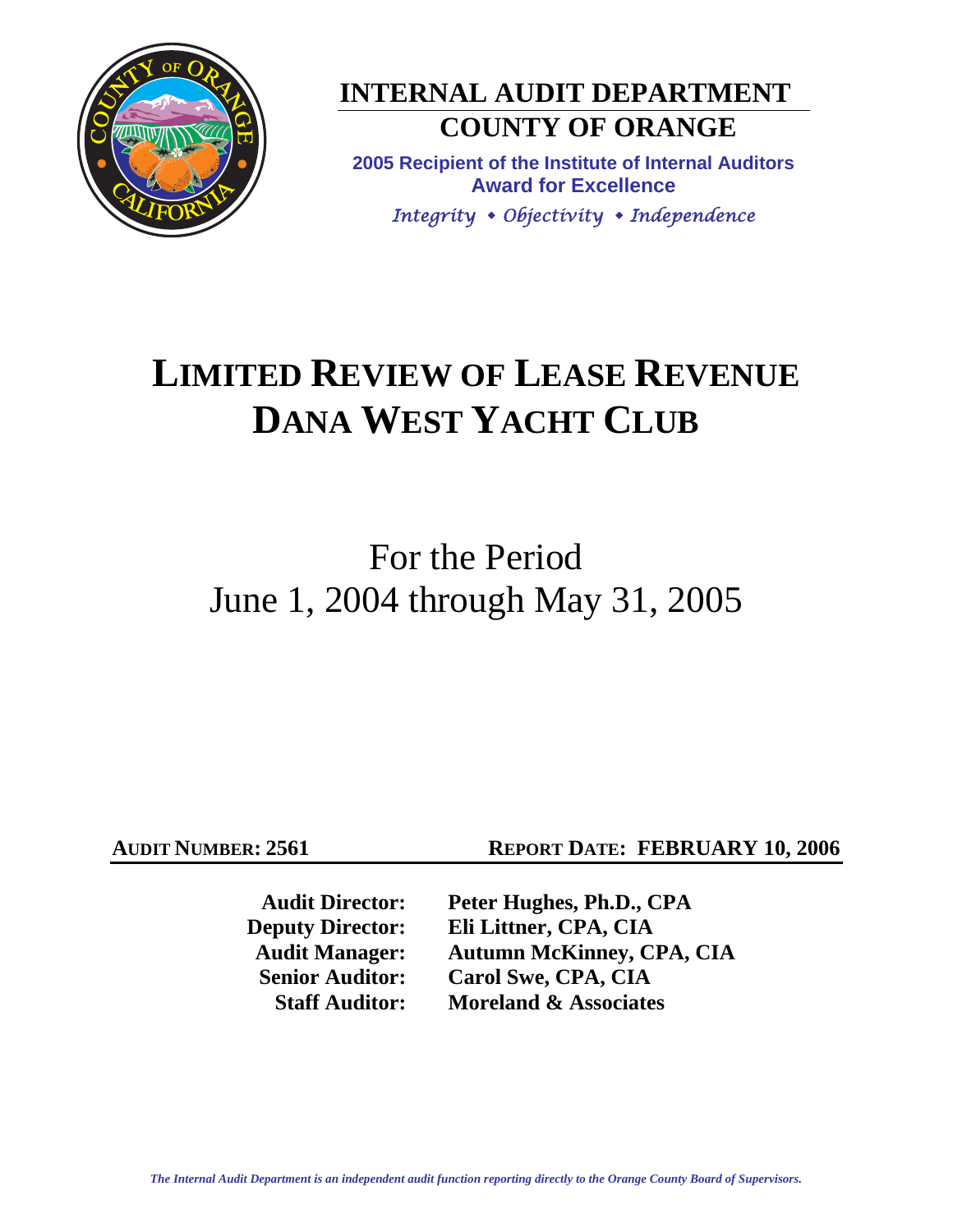# INTERNAL AUDIT DEPARTMENT

## COUNTY OF ORANGE

**2005 Recipient of the Institute of Internal Auditors Award for Excellence**

*Integrity • Objectivity • Independence*

# LIMITED REVIEW OF LEASE REVENUE DANA WEST YACHT CLUB

For the Period
June 1, 2004 through May 31, 2005

**AUDIT NUMBER: 2561** **REPORT DATE: FEBRUARY 10, 2006**

**Audit Director:** **Peter Hughes, Ph.D., CPA**
**Deputy Director:** **Eli Littner, CPA, CIA**
**Audit Manager:** **Autumn McKinney, CPA, CIA**
**Senior Auditor:** **Carol Swe, CPA, CIA**
**Staff Auditor:** **Moreland & Associates**

*The Internal Audit Department is an independent audit function reporting directly to the Orange County Board of Supervisors.*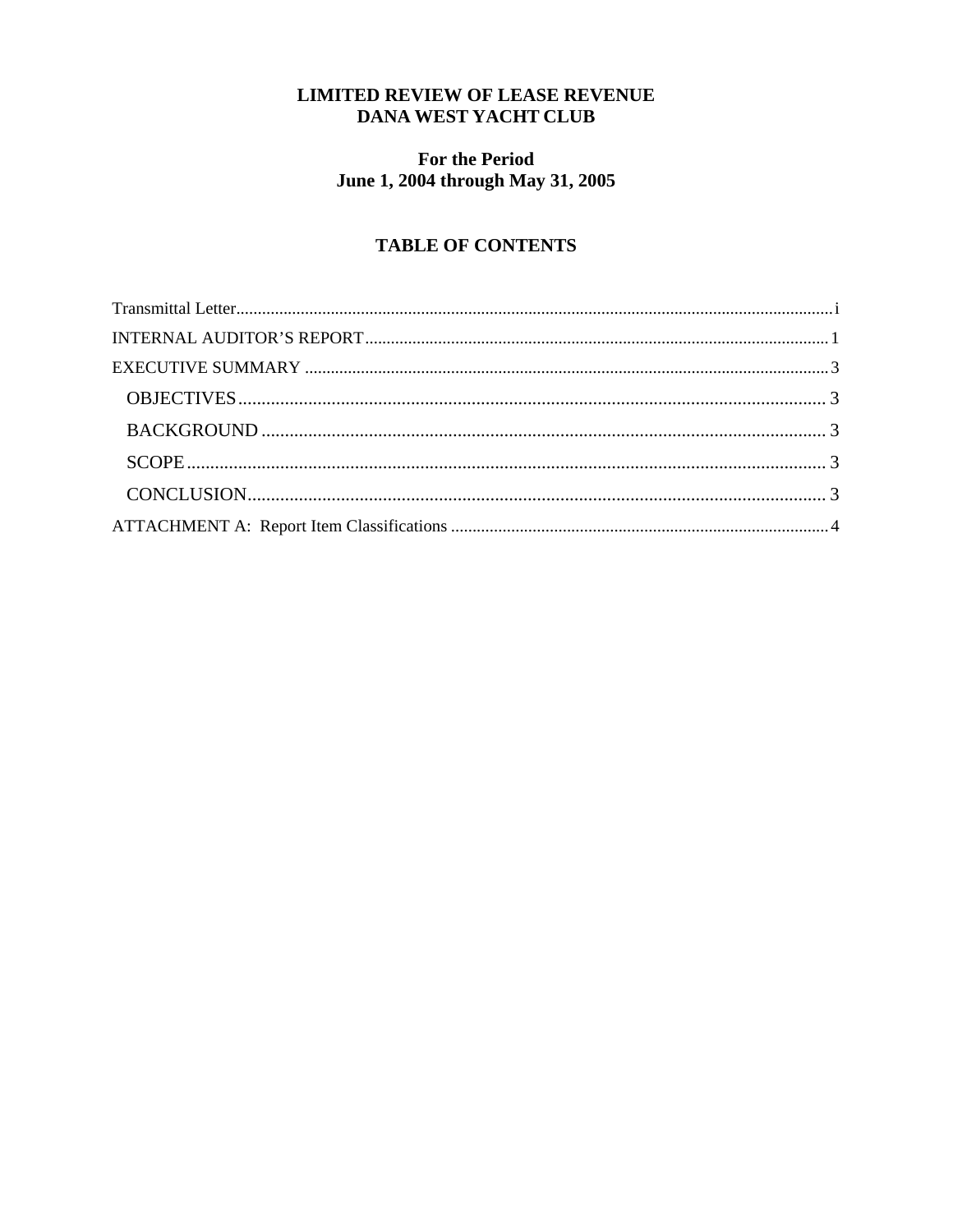# LIMITED REVIEW OF LEASE REVENUE
# DANA WEST YACHT CLUB

## For the Period
## June 1, 2004 through May 31, 2005

## TABLE OF CONTENTS

Transmittal Letter .......... i

INTERNAL AUDITOR'S REPORT .......... 1

EXECUTIVE SUMMARY .......... 3

- OBJECTIVES .......... 3
- BACKGROUND .......... 3
- SCOPE .......... 3
- CONCLUSION .......... 3

ATTACHMENT A: Report Item Classifications .......... 4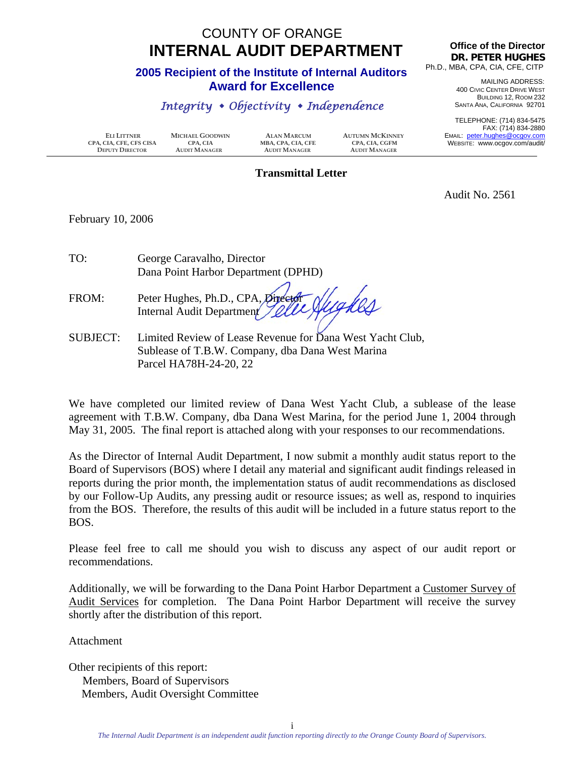# COUNTY OF ORANGE
# INTERNAL AUDIT DEPARTMENT

**2005 Recipient of the Institute of Internal Auditors Award for Excellence**

*Integrity ♦ Objectivity ♦ Independence*

**Office of the Director**
**DR. PETER HUGHES**
Ph.D., MBA, CPA, CIA, CFE, CITP

MAILING ADDRESS:
400 CIVIC CENTER DRIVE WEST
BUILDING 12, ROOM 232
SANTA ANA, CALIFORNIA 92701

TELEPHONE: (714) 834-5475
FAX: (714) 834-2880
EMAIL: peter.hughes@ocgov.com
WEBSITE: www.ocgov.com/audit/

| ELI LITTNER | MICHAEL GOODWIN | ALAN MARCUM | AUTUMN MCKINNEY |
|---|---|---|---|
| CPA, CIA, CFE, CFS CISA | CPA, CIA | MBA, CPA, CIA, CFE | CPA, CIA, CGFM |
| DEPUTY DIRECTOR | AUDIT MANAGER | AUDIT MANAGER | AUDIT MANAGER |

**Transmittal Letter**

Audit No. 2561

February 10, 2006

TO: George Caravalho, Director
Dana Point Harbor Department (DPHD)

FROM: Peter Hughes, Ph.D., CPA, Director
Internal Audit Department

SUBJECT: Limited Review of Lease Revenue for Dana West Yacht Club, Sublease of T.B.W. Company, dba Dana West Marina Parcel HA78H-24-20, 22

We have completed our limited review of Dana West Yacht Club, a sublease of the lease agreement with T.B.W. Company, dba Dana West Marina, for the period June 1, 2004 through May 31, 2005. The final report is attached along with your responses to our recommendations.

As the Director of Internal Audit Department, I now submit a monthly audit status report to the Board of Supervisors (BOS) where I detail any material and significant audit findings released in reports during the prior month, the implementation status of audit recommendations as disclosed by our Follow-Up Audits, any pressing audit or resource issues; as well as, respond to inquiries from the BOS. Therefore, the results of this audit will be included in a future status report to the BOS.

Please feel free to call me should you wish to discuss any aspect of our audit report or recommendations.

Additionally, we will be forwarding to the Dana Point Harbor Department a Customer Survey of Audit Services for completion. The Dana Point Harbor Department will receive the survey shortly after the distribution of this report.

Attachment

Other recipients of this report:
Members, Board of Supervisors
Members, Audit Oversight Committee

*The Internal Audit Department is an independent audit function reporting directly to the Orange County Board of Supervisors.*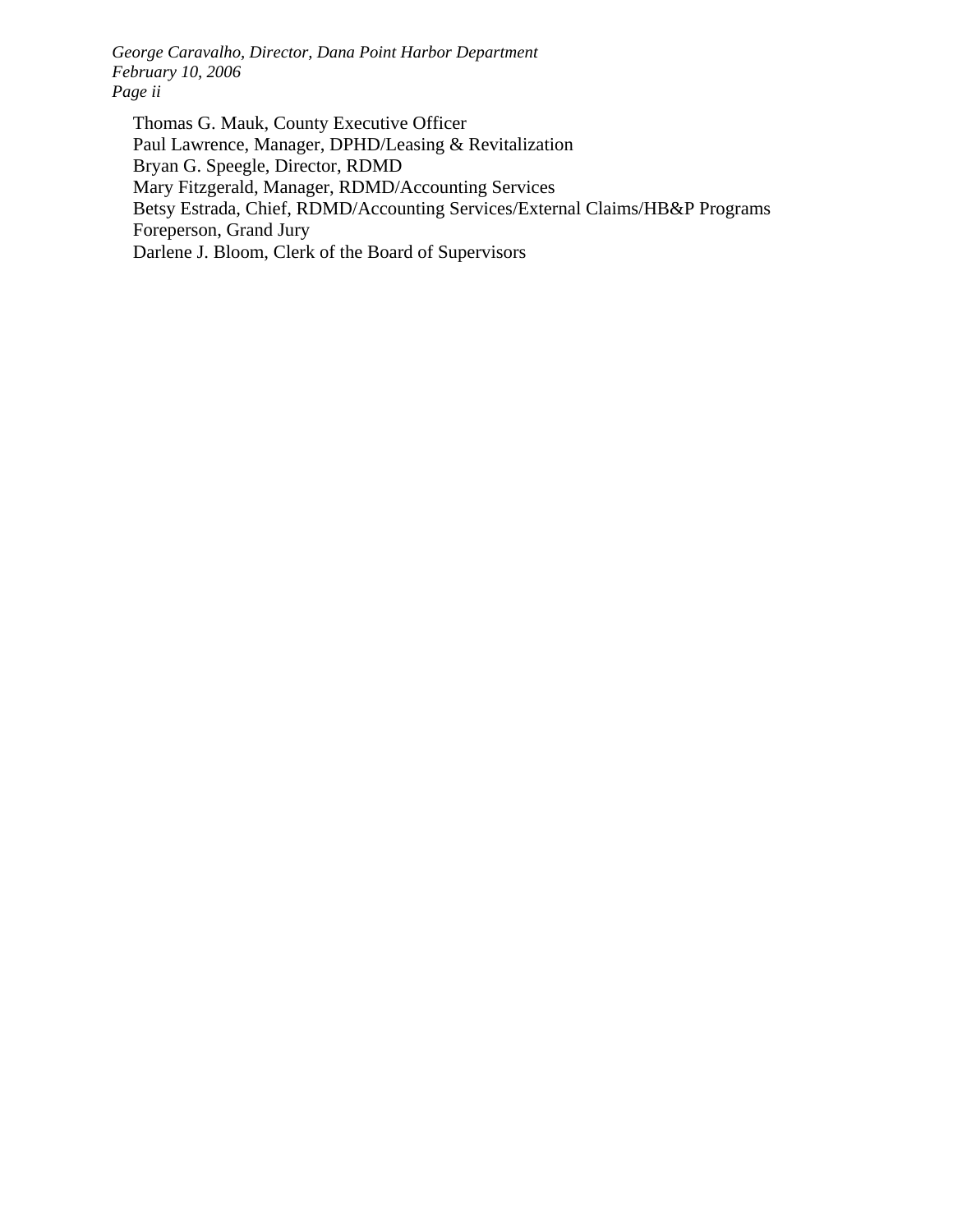Thomas G. Mauk, County Executive Officer  
Paul Lawrence, Manager, DPHD/Leasing & Revitalization  
Bryan G. Speegle, Director, RDMD  
Mary Fitzgerald, Manager, RDMD/Accounting Services  
Betsy Estrada, Chief, RDMD/Accounting Services/External Claims/HB&P Programs  
Foreperson, Grand Jury  
Darlene J. Bloom, Clerk of the Board of Supervisors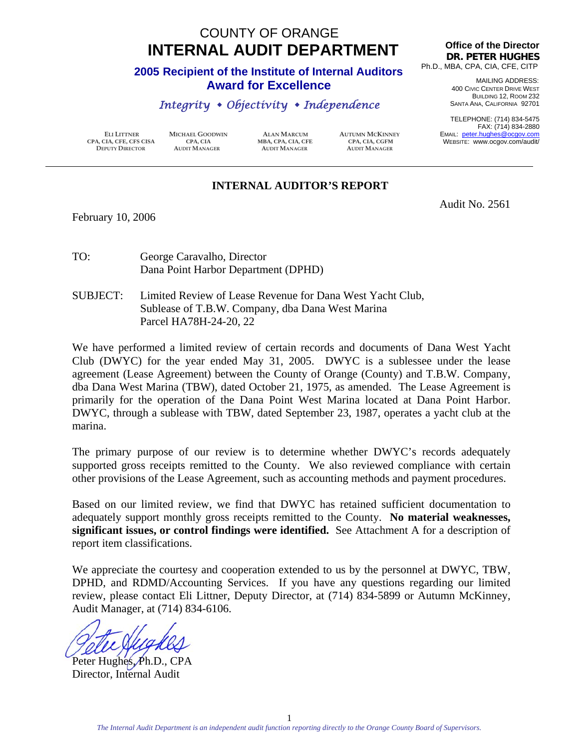# COUNTY OF ORANGE
# INTERNAL AUDIT DEPARTMENT

**2005 Recipient of the Institute of Internal Auditors Award for Excellence**

*Integrity • Objectivity • Independence*

**Office of the Director**
**DR. PETER HUGHES**
Ph.D., MBA, CPA, CIA, CFE, CITP

MAILING ADDRESS:
400 CIVIC CENTER DRIVE WEST
BUILDING 12, ROOM 232
SANTA ANA, CALIFORNIA 92701

TELEPHONE: (714) 834-5475
FAX: (714) 834-2880
EMAIL: peter.hughes@ocgov.com
WEBSITE: www.ocgov.com/audit/

| ELI LITTNER | MICHAEL GOODWIN | ALAN MARCUM | AUTUMN MCKINNEY |
|---|---|---|---|
| CPA, CIA, CFE, CFS CISA | CPA, CIA | MBA, CPA, CIA, CFE | CPA, CIA, CGFM |
| DEPUTY DIRECTOR | AUDIT MANAGER | AUDIT MANAGER | AUDIT MANAGER |

## INTERNAL AUDITOR'S REPORT

Audit No. 2561

February 10, 2006

TO: George Caravalho, Director
Dana Point Harbor Department (DPHD)

SUBJECT: Limited Review of Lease Revenue for Dana West Yacht Club,
Sublease of T.B.W. Company, dba Dana West Marina
Parcel HA78H-24-20, 22

We have performed a limited review of certain records and documents of Dana West Yacht Club (DWYC) for the year ended May 31, 2005. DWYC is a sublessee under the lease agreement (Lease Agreement) between the County of Orange (County) and T.B.W. Company, dba Dana West Marina (TBW), dated October 21, 1975, as amended. The Lease Agreement is primarily for the operation of the Dana Point West Marina located at Dana Point Harbor. DWYC, through a sublease with TBW, dated September 23, 1987, operates a yacht club at the marina.

The primary purpose of our review is to determine whether DWYC's records adequately supported gross receipts remitted to the County. We also reviewed compliance with certain other provisions of the Lease Agreement, such as accounting methods and payment procedures.

Based on our limited review, we find that DWYC has retained sufficient documentation to adequately support monthly gross receipts remitted to the County. **No material weaknesses, significant issues, or control findings were identified.** See Attachment A for a description of report item classifications.

We appreciate the courtesy and cooperation extended to us by the personnel at DWYC, TBW, DPHD, and RDMD/Accounting Services. If you have any questions regarding our limited review, please contact Eli Littner, Deputy Director, at (714) 834-5899 or Autumn McKinney, Audit Manager, at (714) 834-6106.

Peter Hughes, Ph.D., CPA
Director, Internal Audit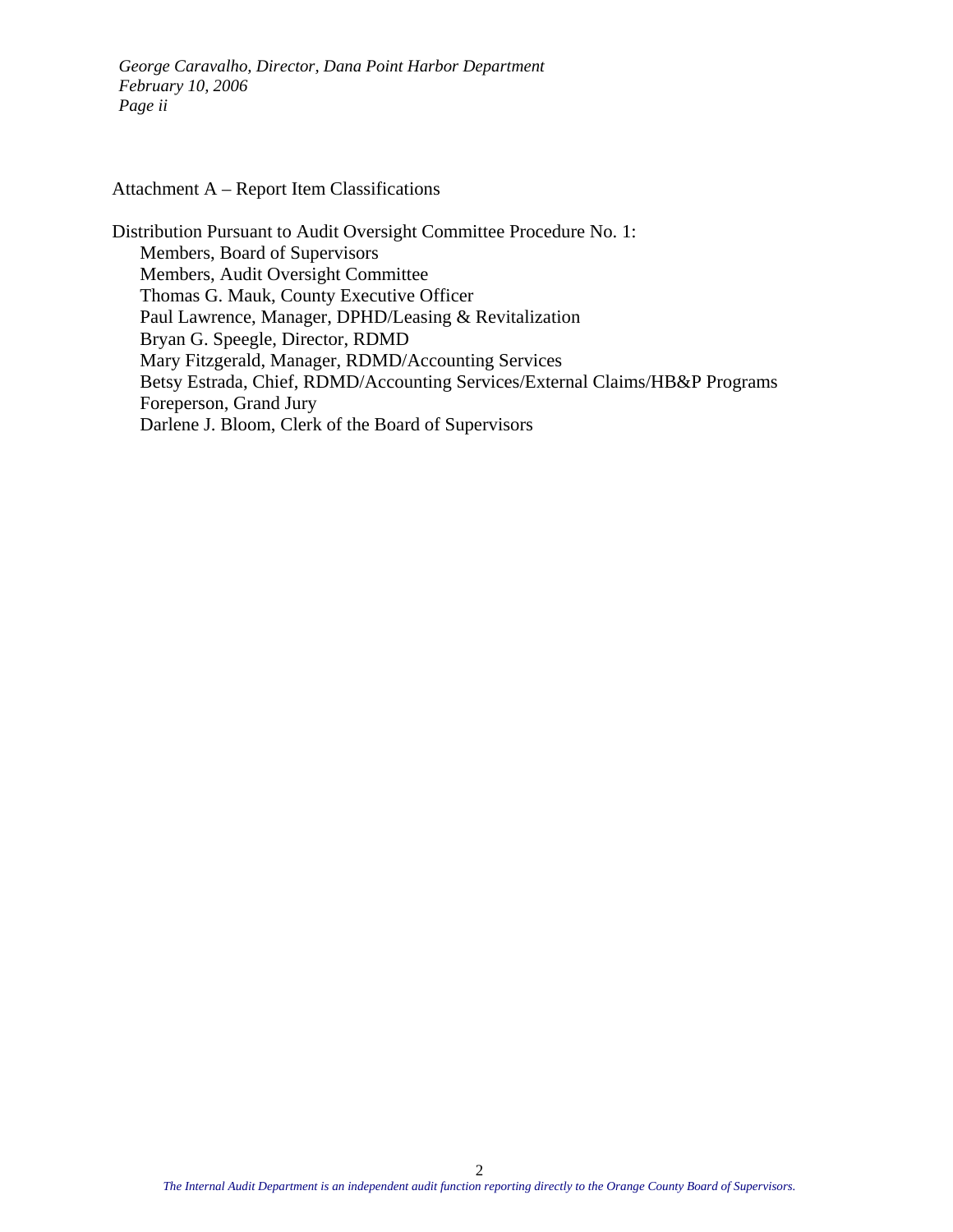Attachment A – Report Item Classifications

Distribution Pursuant to Audit Oversight Committee Procedure No. 1:

- Members, Board of Supervisors
- Members, Audit Oversight Committee
- Thomas G. Mauk, County Executive Officer
- Paul Lawrence, Manager, DPHD/Leasing & Revitalization
- Bryan G. Speegle, Director, RDMD
- Mary Fitzgerald, Manager, RDMD/Accounting Services
- Betsy Estrada, Chief, RDMD/Accounting Services/External Claims/HB&P Programs
- Foreperson, Grand Jury
- Darlene J. Bloom, Clerk of the Board of Supervisors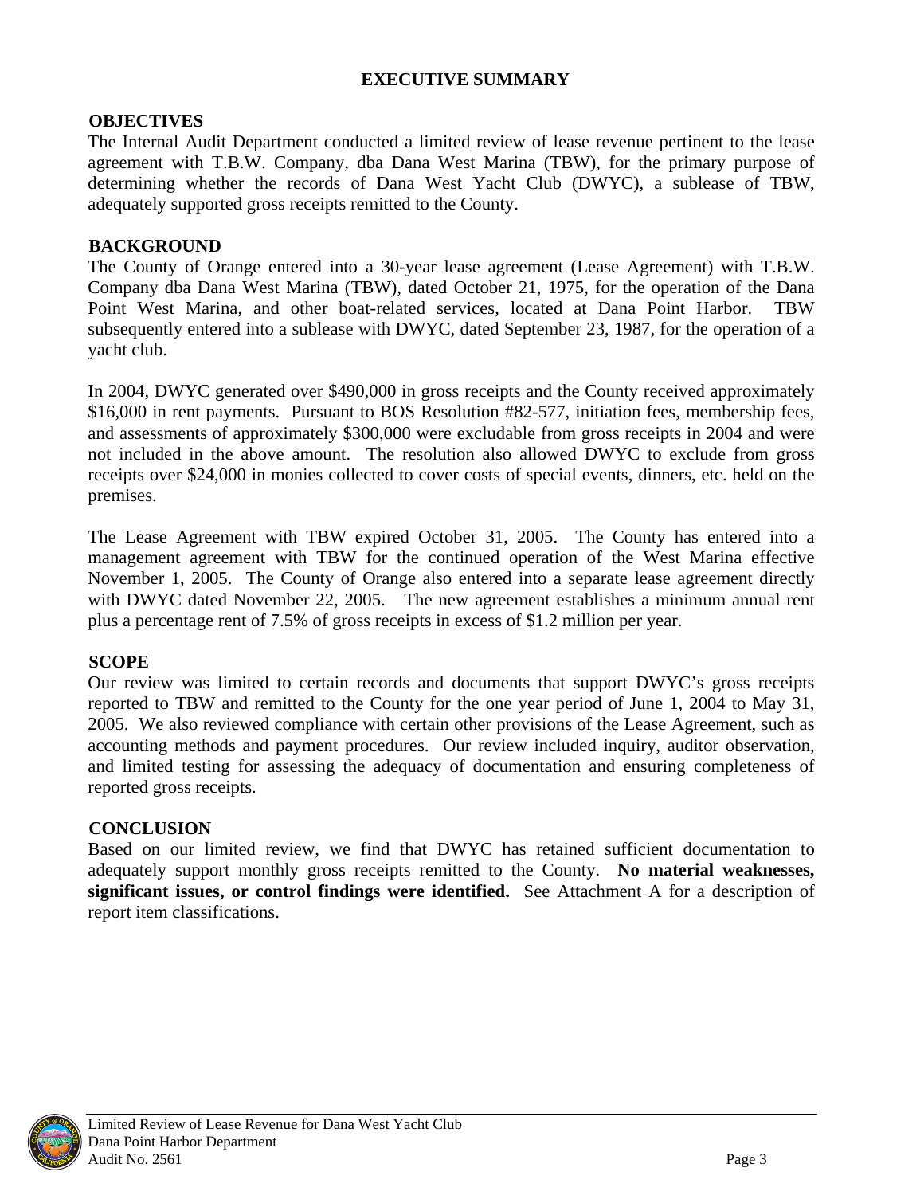# EXECUTIVE SUMMARY

## OBJECTIVES

The Internal Audit Department conducted a limited review of lease revenue pertinent to the lease agreement with T.B.W. Company, dba Dana West Marina (TBW), for the primary purpose of determining whether the records of Dana West Yacht Club (DWYC), a sublease of TBW, adequately supported gross receipts remitted to the County.

## BACKGROUND

The County of Orange entered into a 30-year lease agreement (Lease Agreement) with T.B.W. Company dba Dana West Marina (TBW), dated October 21, 1975, for the operation of the Dana Point West Marina, and other boat-related services, located at Dana Point Harbor. TBW subsequently entered into a sublease with DWYC, dated September 23, 1987, for the operation of a yacht club.

In 2004, DWYC generated over $490,000 in gross receipts and the County received approximately $16,000 in rent payments. Pursuant to BOS Resolution #82-577, initiation fees, membership fees, and assessments of approximately $300,000 were excludable from gross receipts in 2004 and were not included in the above amount. The resolution also allowed DWYC to exclude from gross receipts over $24,000 in monies collected to cover costs of special events, dinners, etc. held on the premises.

The Lease Agreement with TBW expired October 31, 2005. The County has entered into a management agreement with TBW for the continued operation of the West Marina effective November 1, 2005. The County of Orange also entered into a separate lease agreement directly with DWYC dated November 22, 2005. The new agreement establishes a minimum annual rent plus a percentage rent of 7.5% of gross receipts in excess of $1.2 million per year.

## SCOPE

Our review was limited to certain records and documents that support DWYC's gross receipts reported to TBW and remitted to the County for the one year period of June 1, 2004 to May 31, 2005. We also reviewed compliance with certain other provisions of the Lease Agreement, such as accounting methods and payment procedures. Our review included inquiry, auditor observation, and limited testing for assessing the adequacy of documentation and ensuring completeness of reported gross receipts.

## CONCLUSION

Based on our limited review, we find that DWYC has retained sufficient documentation to adequately support monthly gross receipts remitted to the County. **No material weaknesses, significant issues, or control findings were identified.** See Attachment A for a description of report item classifications.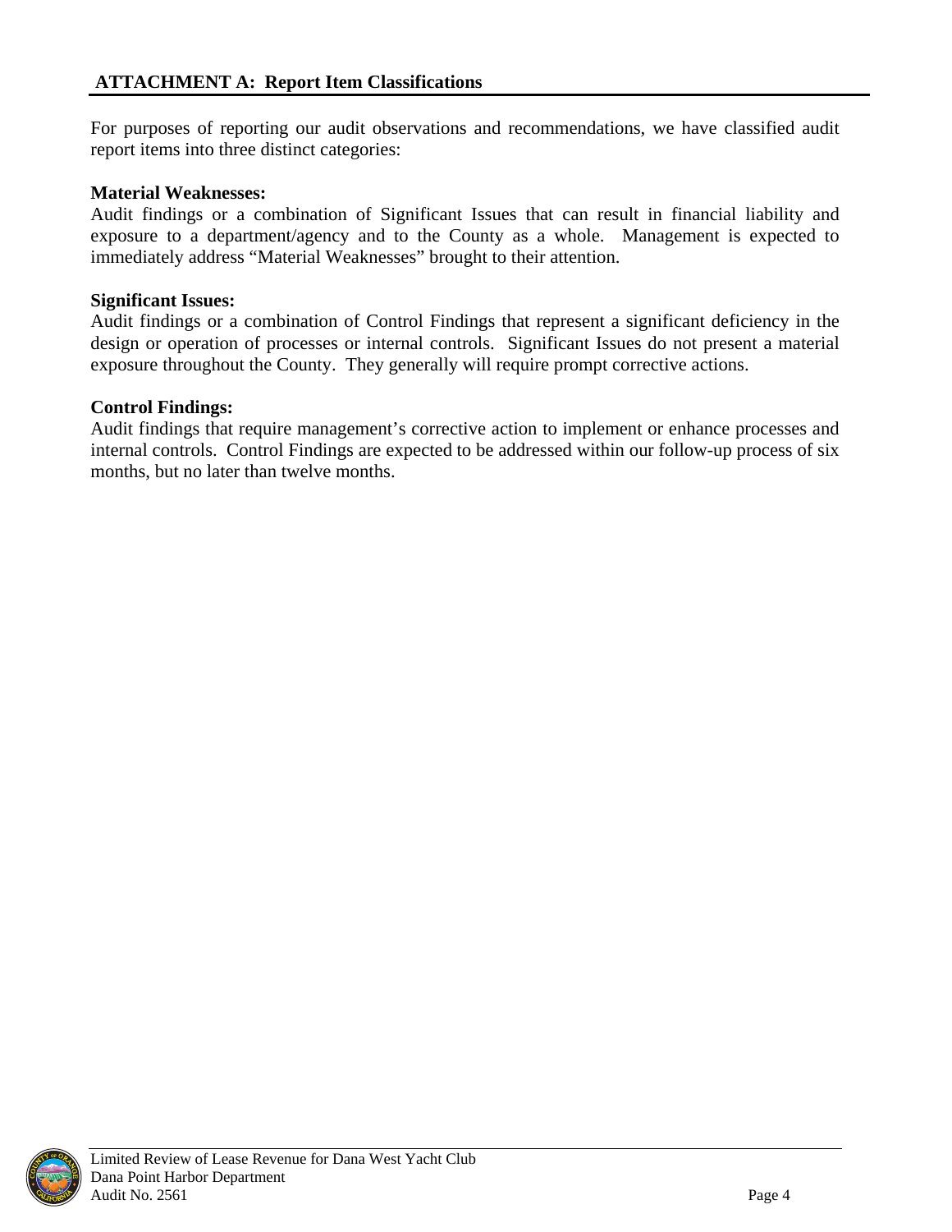## ATTACHMENT A: Report Item Classifications

For purposes of reporting our audit observations and recommendations, we have classified audit report items into three distinct categories:

**Material Weaknesses:**
Audit findings or a combination of Significant Issues that can result in financial liability and exposure to a department/agency and to the County as a whole. Management is expected to immediately address "Material Weaknesses" brought to their attention.

**Significant Issues:**
Audit findings or a combination of Control Findings that represent a significant deficiency in the design or operation of processes or internal controls. Significant Issues do not present a material exposure throughout the County. They generally will require prompt corrective actions.

**Control Findings:**
Audit findings that require management's corrective action to implement or enhance processes and internal controls. Control Findings are expected to be addressed within our follow-up process of six months, but no later than twelve months.